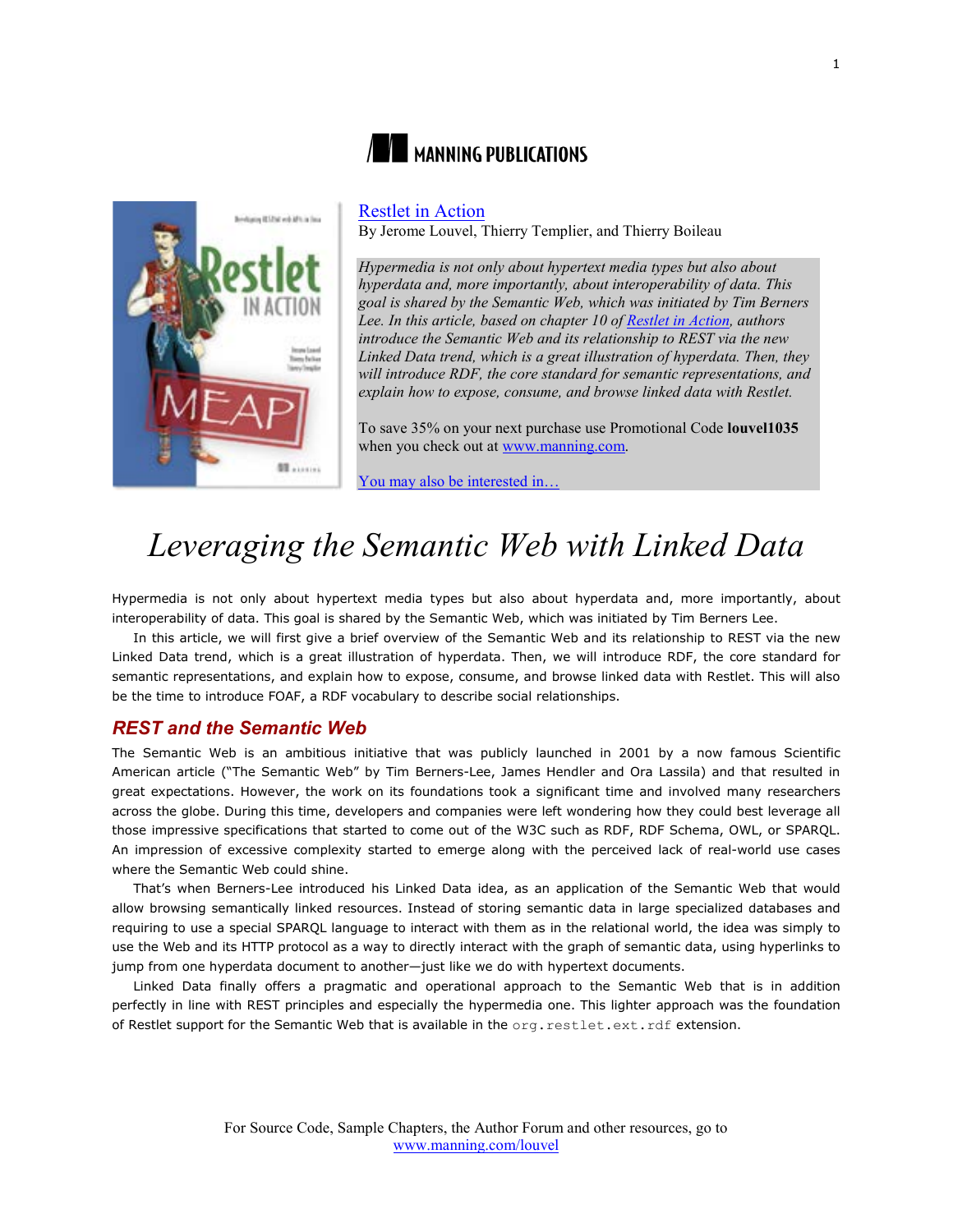MANNING PUBLICATIONS

[Restlet in Action](#)
By Jerome Louvel, Thierry Templier, and Thierry Boileau

*Hypermedia is not only about hypertext media types but also about hyperdata and, more importantly, about interoperability of data. This goal is shared by the Semantic Web, which was initiated by Tim Berners Lee. In this article, based on chapter 10 of [Restlet in Action](#), authors introduce the Semantic Web and its relationship to REST via the new Linked Data trend, which is a great illustration of hyperdata. Then, they will introduce RDF, the core standard for semantic representations, and explain how to expose, consume, and browse linked data with Restlet.*

To save 35% on your next purchase use Promotional Code **louvel1035** when you check out at [www.manning.com](#).

[You may also be interested in…](#)

# *Leveraging the Semantic Web with Linked Data*

Hypermedia is not only about hypertext media types but also about hyperdata and, more importantly, about interoperability of data. This goal is shared by the Semantic Web, which was initiated by Tim Berners Lee.

In this article, we will first give a brief overview of the Semantic Web and its relationship to REST via the new Linked Data trend, which is a great illustration of hyperdata. Then, we will introduce RDF, the core standard for semantic representations, and explain how to expose, consume, and browse linked data with Restlet. This will also be the time to introduce FOAF, a RDF vocabulary to describe social relationships.

## *REST and the Semantic Web*

The Semantic Web is an ambitious initiative that was publicly launched in 2001 by a now famous Scientific American article ("The Semantic Web" by Tim Berners-Lee, James Hendler and Ora Lassila) and that resulted in great expectations. However, the work on its foundations took a significant time and involved many researchers across the globe. During this time, developers and companies were left wondering how they could best leverage all those impressive specifications that started to come out of the W3C such as RDF, RDF Schema, OWL, or SPARQL. An impression of excessive complexity started to emerge along with the perceived lack of real-world use cases where the Semantic Web could shine.

That's when Berners-Lee introduced his Linked Data idea, as an application of the Semantic Web that would allow browsing semantically linked resources. Instead of storing semantic data in large specialized databases and requiring to use a special SPARQL language to interact with them as in the relational world, the idea was simply to use the Web and its HTTP protocol as a way to directly interact with the graph of semantic data, using hyperlinks to jump from one hyperdata document to another—just like we do with hypertext documents.

Linked Data finally offers a pragmatic and operational approach to the Semantic Web that is in addition perfectly in line with REST principles and especially the hypermedia one. This lighter approach was the foundation of Restlet support for the Semantic Web that is available in the `org.restlet.ext.rdf` extension.

For Source Code, Sample Chapters, the Author Forum and other resources, go to [www.manning.com/louvel](#)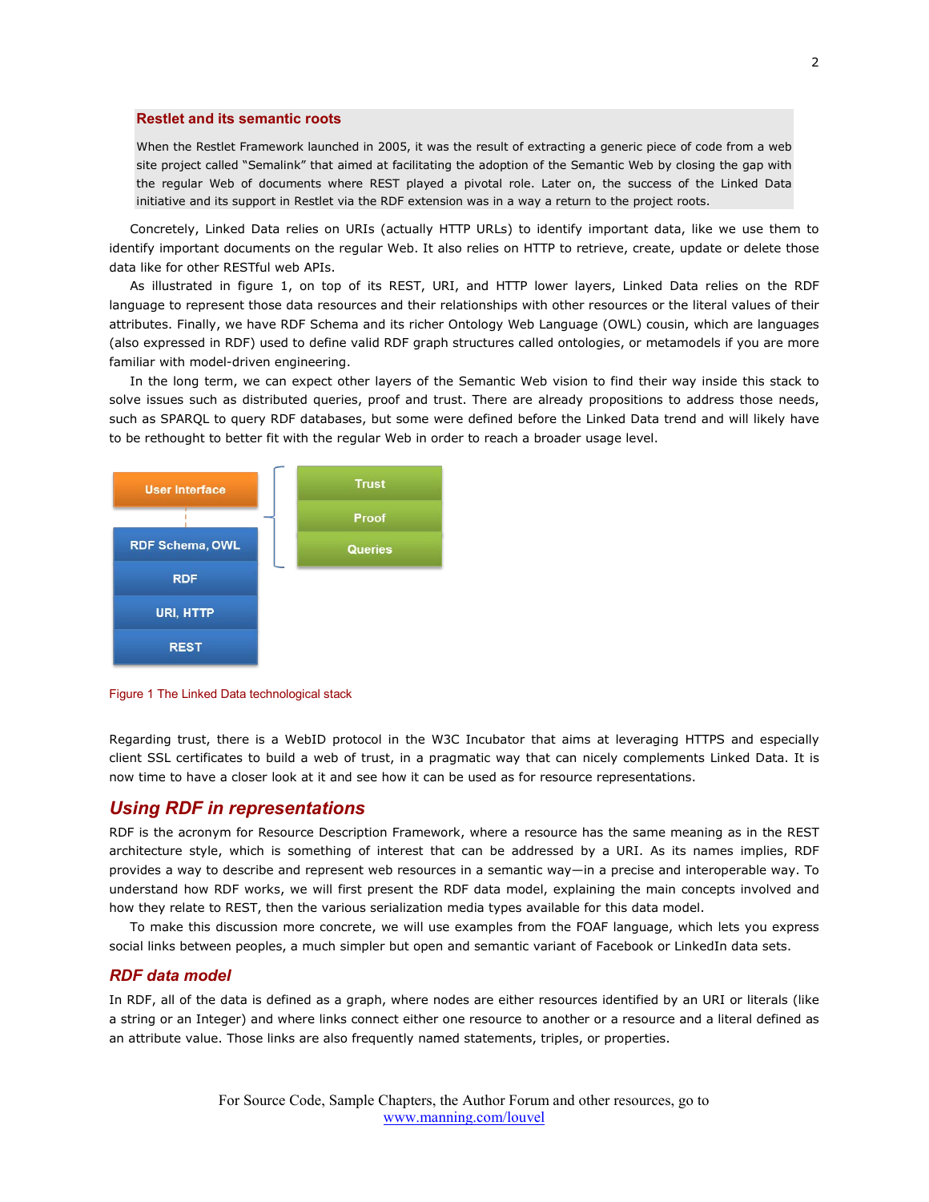> **Restlet and its semantic roots**
>
> When the Restlet Framework launched in 2005, it was the result of extracting a generic piece of code from a web site project called "Semalink" that aimed at facilitating the adoption of the Semantic Web by closing the gap with the regular Web of documents where REST played a pivotal role. Later on, the success of the Linked Data initiative and its support in Restlet via the RDF extension was in a way a return to the project roots.

Concretely, Linked Data relies on URIs (actually HTTP URLs) to identify important data, like we use them to identify important documents on the regular Web. It also relies on HTTP to retrieve, create, update or delete those data like for other RESTful web APIs.

As illustrated in figure 1, on top of its REST, URI, and HTTP lower layers, Linked Data relies on the RDF language to represent those data resources and their relationships with other resources or the literal values of their attributes. Finally, we have RDF Schema and its richer Ontology Web Language (OWL) cousin, which are languages (also expressed in RDF) used to define valid RDF graph structures called ontologies, or metamodels if you are more familiar with model-driven engineering.

In the long term, we can expect other layers of the Semantic Web vision to find their way inside this stack to solve issues such as distributed queries, proof and trust. There are already propositions to address those needs, such as SPARQL to query RDF databases, but some were defined before the Linked Data trend and will likely have to be rethought to better fit with the regular Web in order to reach a broader usage level.

User Interface

RDF Schema, OWL

RDF

URI, HTTP

REST

Trust

Proof

Queries

Figure 1 The Linked Data technological stack

Regarding trust, there is a WebID protocol in the W3C Incubator that aims at leveraging HTTPS and especially client SSL certificates to build a web of trust, in a pragmatic way that can nicely complements Linked Data. It is now time to have a closer look at it and see how it can be used as for resource representations.

## *Using RDF in representations*

RDF is the acronym for Resource Description Framework, where a resource has the same meaning as in the REST architecture style, which is something of interest that can be addressed by a URI. As its names implies, RDF provides a way to describe and represent web resources in a semantic way—in a precise and interoperable way. To understand how RDF works, we will first present the RDF data model, explaining the main concepts involved and how they relate to REST, then the various serialization media types available for this data model.

To make this discussion more concrete, we will use examples from the FOAF language, which lets you express social links between peoples, a much simpler but open and semantic variant of Facebook or LinkedIn data sets.

### *RDF data model*

In RDF, all of the data is defined as a graph, where nodes are either resources identified by an URI or literals (like a string or an Integer) and where links connect either one resource to another or a resource and a literal defined as an attribute value. Those links are also frequently named statements, triples, or properties.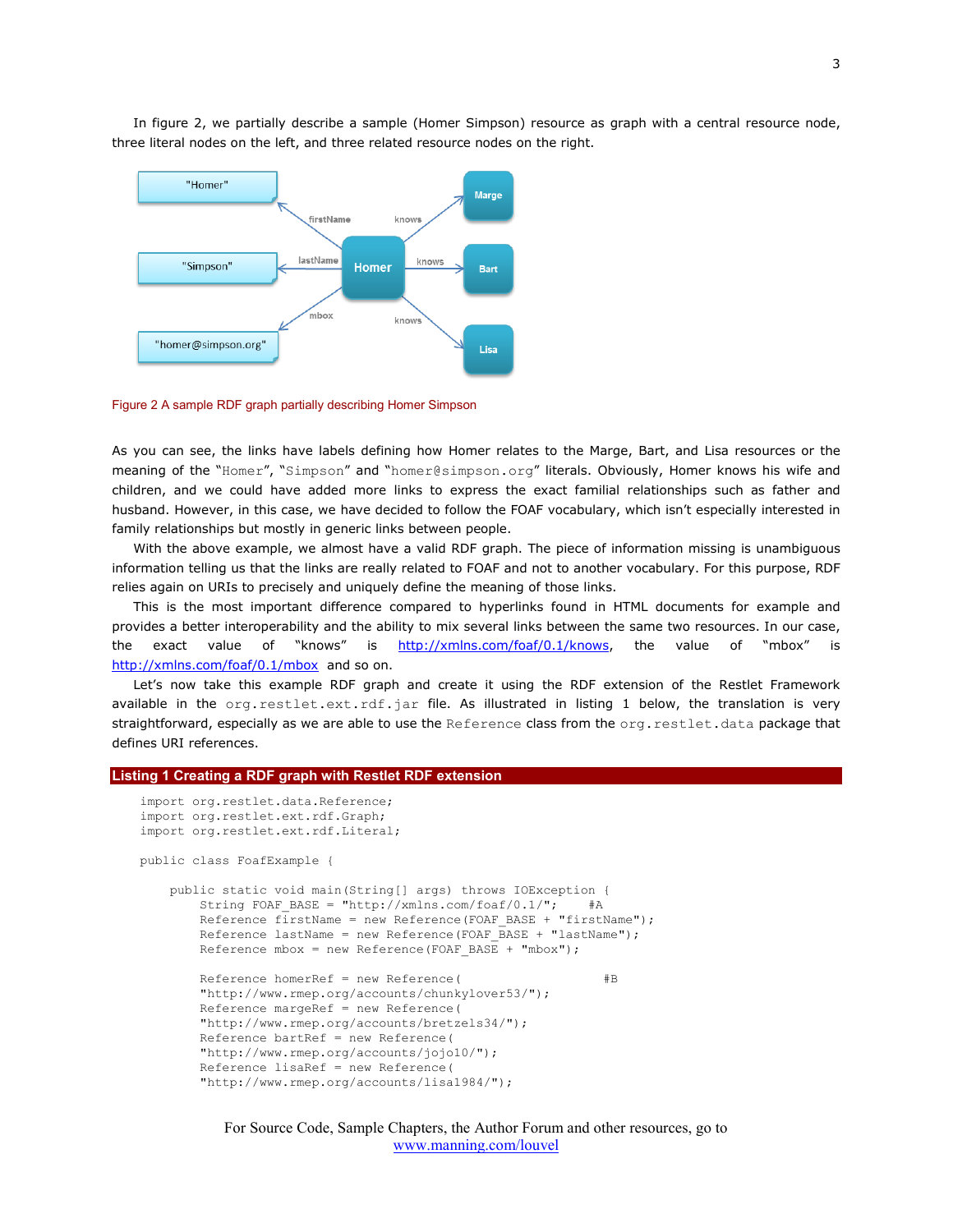In figure 2, we partially describe a sample (Homer Simpson) resource as graph with a central resource node, three literal nodes on the left, and three related resource nodes on the right.

Figure 2 A sample RDF graph partially describing Homer Simpson

As you can see, the links have labels defining how Homer relates to the Marge, Bart, and Lisa resources or the meaning of the "Homer", "Simpson" and "homer@simpson.org" literals. Obviously, Homer knows his wife and children, and we could have added more links to express the exact familial relationships such as father and husband. However, in this case, we have decided to follow the FOAF vocabulary, which isn't especially interested in family relationships but mostly in generic links between people.

With the above example, we almost have a valid RDF graph. The piece of information missing is unambiguous information telling us that the links are really related to FOAF and not to another vocabulary. For this purpose, RDF relies again on URIs to precisely and uniquely define the meaning of those links.

This is the most important difference compared to hyperlinks found in HTML documents for example and provides a better interoperability and the ability to mix several links between the same two resources. In our case, the exact value of "knows" is http://xmlns.com/foaf/0.1/knows, the value of "mbox" is http://xmlns.com/foaf/0.1/mbox and so on.

Let's now take this example RDF graph and create it using the RDF extension of the Restlet Framework available in the `org.restlet.ext.rdf.jar` file. As illustrated in listing 1 below, the translation is very straightforward, especially as we are able to use the `Reference` class from the `org.restlet.data` package that defines URI references.

**Listing 1 Creating a RDF graph with Restlet RDF extension**

```
import org.restlet.data.Reference;
import org.restlet.ext.rdf.Graph;
import org.restlet.ext.rdf.Literal;

public class FoafExample {

    public static void main(String[] args) throws IOException {
        String FOAF_BASE = "http://xmlns.com/foaf/0.1/";     #A
        Reference firstName = new Reference(FOAF_BASE + "firstName");
        Reference lastName = new Reference(FOAF_BASE + "lastName");
        Reference mbox = new Reference(FOAF_BASE + "mbox");

        Reference homerRef = new Reference(                   #B
        "http://www.rmep.org/accounts/chunkylover53/");
        Reference margeRef = new Reference(
        "http://www.rmep.org/accounts/bretzels34/");
        Reference bartRef = new Reference(
        "http://www.rmep.org/accounts/jojo10/");
        Reference lisaRef = new Reference(
        "http://www.rmep.org/accounts/lisa1984/");
```

For Source Code, Sample Chapters, the Author Forum and other resources, go to www.manning.com/louvel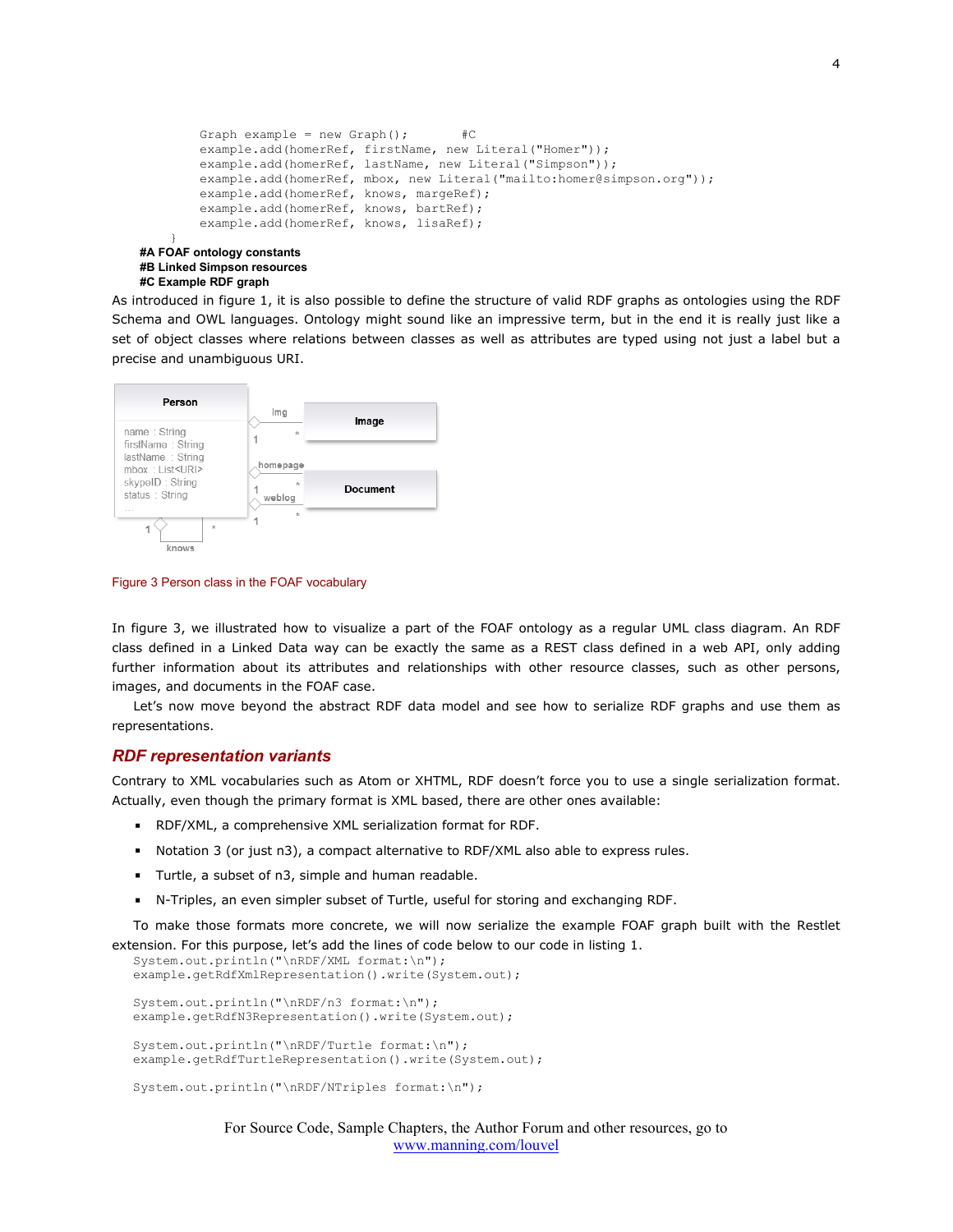```
        Graph example = new Graph();        #C
        example.add(homerRef, firstName, new Literal("Homer"));
        example.add(homerRef, lastName, new Literal("Simpson"));
        example.add(homerRef, mbox, new Literal("mailto:homer@simpson.org"));
        example.add(homerRef, knows, margeRef);
        example.add(homerRef, knows, bartRef);
        example.add(homerRef, knows, lisaRef);
    }
```

**#A FOAF ontology constants**
**#B Linked Simpson resources**
**#C Example RDF graph**

As introduced in figure 1, it is also possible to define the structure of valid RDF graphs as ontologies using the RDF Schema and OWL languages. Ontology might sound like an impressive term, but in the end it is really just like a set of object classes where relations between classes as well as attributes are typed using not just a label but a precise and unambiguous URI.

Figure 3 Person class in the FOAF vocabulary

In figure 3, we illustrated how to visualize a part of the FOAF ontology as a regular UML class diagram. An RDF class defined in a Linked Data way can be exactly the same as a REST class defined in a web API, only adding further information about its attributes and relationships with other resource classes, such as other persons, images, and documents in the FOAF case.

Let's now move beyond the abstract RDF data model and see how to serialize RDF graphs and use them as representations.

## *RDF representation variants*

Contrary to XML vocabularies such as Atom or XHTML, RDF doesn't force you to use a single serialization format. Actually, even though the primary format is XML based, there are other ones available:

- RDF/XML, a comprehensive XML serialization format for RDF.
- Notation 3 (or just n3), a compact alternative to RDF/XML also able to express rules.
- Turtle, a subset of n3, simple and human readable.
- N-Triples, an even simpler subset of Turtle, useful for storing and exchanging RDF.

To make those formats more concrete, we will now serialize the example FOAF graph built with the Restlet extension. For this purpose, let's add the lines of code below to our code in listing 1.

```
System.out.println("\nRDF/XML format:\n");
example.getRdfXmlRepresentation().write(System.out);

System.out.println("\nRDF/n3 format:\n");
example.getRdfN3Representation().write(System.out);

System.out.println("\nRDF/Turtle format:\n");
example.getRdfTurtleRepresentation().write(System.out);

System.out.println("\nRDF/NTriples format:\n");
```

For Source Code, Sample Chapters, the Author Forum and other resources, go to www.manning.com/louvel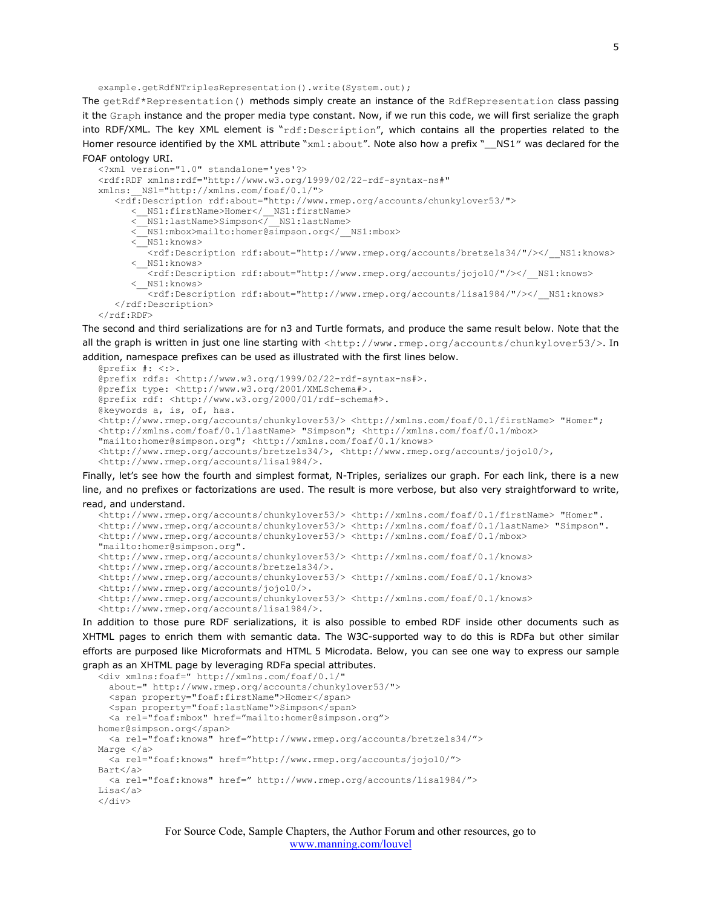```
example.getRdfNTriplesRepresentation().write(System.out);
```

The `getRdf*Representation()` methods simply create an instance of the `RdfRepresentation` class passing it the `Graph` instance and the proper media type constant. Now, if we run this code, we will first serialize the graph into RDF/XML. The key XML element is "`rdf:Description`", which contains all the properties related to the Homer resource identified by the XML attribute "`xml:about`". Note also how a prefix "__NS1" was declared for the FOAF ontology URI.

```
<?xml version="1.0" standalone='yes'?>
<rdf:RDF xmlns:rdf="http://www.w3.org/1999/02/22-rdf-syntax-ns#"
xmlns:__NS1="http://xmlns.com/foaf/0.1/">
   <rdf:Description rdf:about="http://www.rmep.org/accounts/chunkylover53/">
      <__NS1:firstName>Homer</__NS1:firstName>
      <__NS1:lastName>Simpson</__NS1:lastName>
      <__NS1:mbox>mailto:homer@simpson.org</__NS1:mbox>
      <__NS1:knows>
         <rdf:Description rdf:about="http://www.rmep.org/accounts/bretzels34/"/></__NS1:knows>
      <__NS1:knows>
         <rdf:Description rdf:about="http://www.rmep.org/accounts/jojo10/"/></__NS1:knows>
      <__NS1:knows>
         <rdf:Description rdf:about="http://www.rmep.org/accounts/lisa1984/"/></__NS1:knows>
   </rdf:Description>
</rdf:RDF>
```

The second and third serializations are for n3 and Turtle formats, and produce the same result below. Note that the all the graph is written in just one line starting with `<http://www.rmep.org/accounts/chunkylover53/>`. In addition, namespace prefixes can be used as illustrated with the first lines below.

```
@prefix #: <:>.
@prefix rdfs: <http://www.w3.org/1999/02/22-rdf-syntax-ns#>.
@prefix type: <http://www.w3.org/2001/XMLSchema#>.
@prefix rdf: <http://www.w3.org/2000/01/rdf-schema#>.
@keywords a, is, of, has.
<http://www.rmep.org/accounts/chunkylover53/> <http://xmlns.com/foaf/0.1/firstName> "Homer";
<http://xmlns.com/foaf/0.1/lastName> "Simpson"; <http://xmlns.com/foaf/0.1/mbox>
"mailto:homer@simpson.org"; <http://xmlns.com/foaf/0.1/knows>
<http://www.rmep.org/accounts/bretzels34/>, <http://www.rmep.org/accounts/jojo10/>,
<http://www.rmep.org/accounts/lisa1984/>.
```

Finally, let's see how the fourth and simplest format, N-Triples, serializes our graph. For each link, there is a new line, and no prefixes or factorizations are used. The result is more verbose, but also very straightforward to write, read, and understand.

```
<http://www.rmep.org/accounts/chunkylover53/> <http://xmlns.com/foaf/0.1/firstName> "Homer".
<http://www.rmep.org/accounts/chunkylover53/> <http://xmlns.com/foaf/0.1/lastName> "Simpson".
<http://www.rmep.org/accounts/chunkylover53/> <http://xmlns.com/foaf/0.1/mbox>
"mailto:homer@simpson.org".
<http://www.rmep.org/accounts/chunkylover53/> <http://xmlns.com/foaf/0.1/knows>
<http://www.rmep.org/accounts/bretzels34/>.
<http://www.rmep.org/accounts/chunkylover53/> <http://xmlns.com/foaf/0.1/knows>
<http://www.rmep.org/accounts/jojo10/>.
<http://www.rmep.org/accounts/chunkylover53/> <http://xmlns.com/foaf/0.1/knows>
<http://www.rmep.org/accounts/lisa1984/>.
```

In addition to those pure RDF serializations, it is also possible to embed RDF inside other documents such as XHTML pages to enrich them with semantic data. The W3C-supported way to do this is RDFa but other similar efforts are purposed like Microformats and HTML 5 Microdata. Below, you can see one way to express our sample graph as an XHTML page by leveraging RDFa special attributes.

```
<div xmlns:foaf=" http://xmlns.com/foaf/0.1/"
  about=" http://www.rmep.org/accounts/chunkylover53/">
  <span property="foaf:firstName">Homer</span>
  <span property="foaf:lastName">Simpson</span>
  <a rel="foaf:mbox" href="mailto:homer@simpson.org">
homer@simpson.org</span>
  <a rel="foaf:knows" href="http://www.rmep.org/accounts/bretzels34/">
Marge </a>
  <a rel="foaf:knows" href="http://www.rmep.org/accounts/jojo10/">
Bart</a>
  <a rel="foaf:knows" href=" http://www.rmep.org/accounts/lisa1984/">
Lisa</a>
</div>
```

For Source Code, Sample Chapters, the Author Forum and other resources, go to
www.manning.com/louvel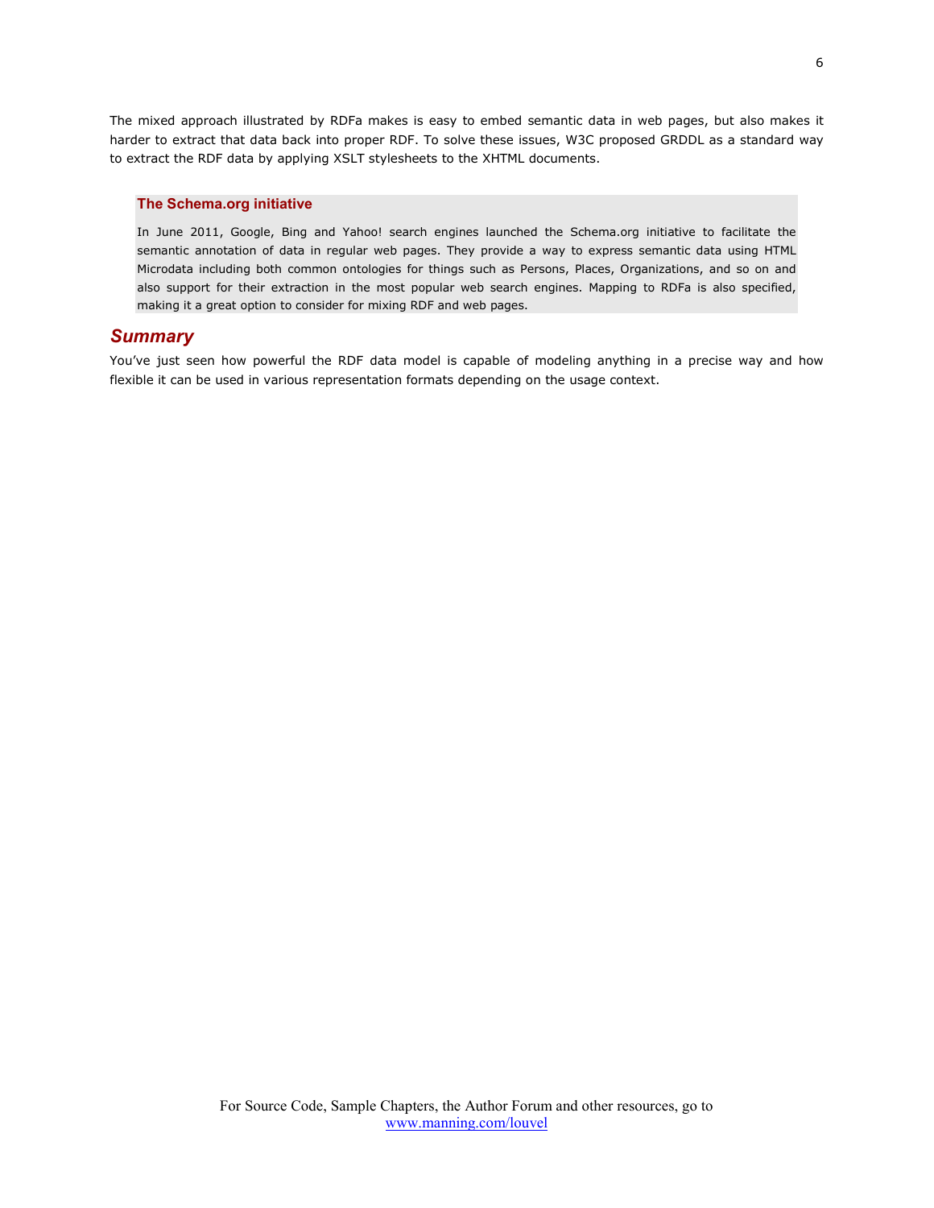The mixed approach illustrated by RDFa makes is easy to embed semantic data in web pages, but also makes it harder to extract that data back into proper RDF. To solve these issues, W3C proposed GRDDL as a standard way to extract the RDF data by applying XSLT stylesheets to the XHTML documents.

> **The Schema.org initiative**
>
> In June 2011, Google, Bing and Yahoo! search engines launched the Schema.org initiative to facilitate the semantic annotation of data in regular web pages. They provide a way to express semantic data using HTML Microdata including both common ontologies for things such as Persons, Places, Organizations, and so on and also support for their extraction in the most popular web search engines. Mapping to RDFa is also specified, making it a great option to consider for mixing RDF and web pages.

## *Summary*

You've just seen how powerful the RDF data model is capable of modeling anything in a precise way and how flexible it can be used in various representation formats depending on the usage context.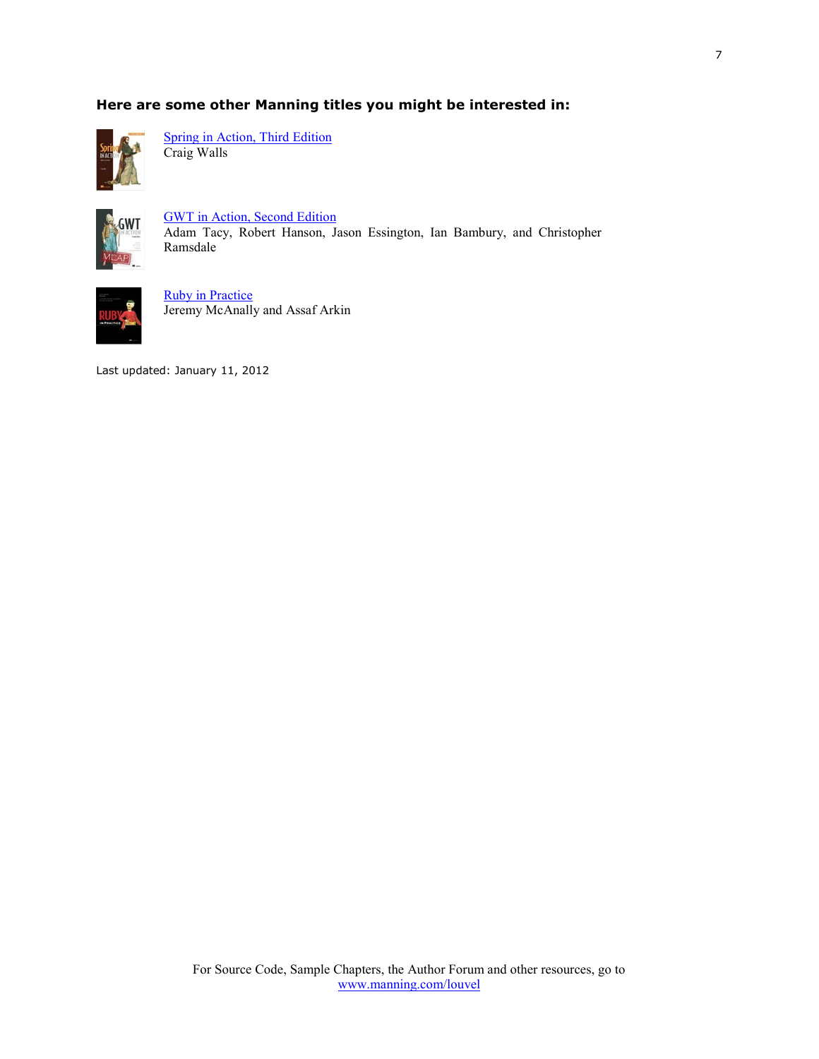**Here are some other Manning titles you might be interested in:**

Spring in Action, Third Edition
Craig Walls

GWT in Action, Second Edition
Adam Tacy, Robert Hanson, Jason Essington, Ian Bambury, and Christopher Ramsdale

Ruby in Practice
Jeremy McAnally and Assaf Arkin

Last updated: January 11, 2012